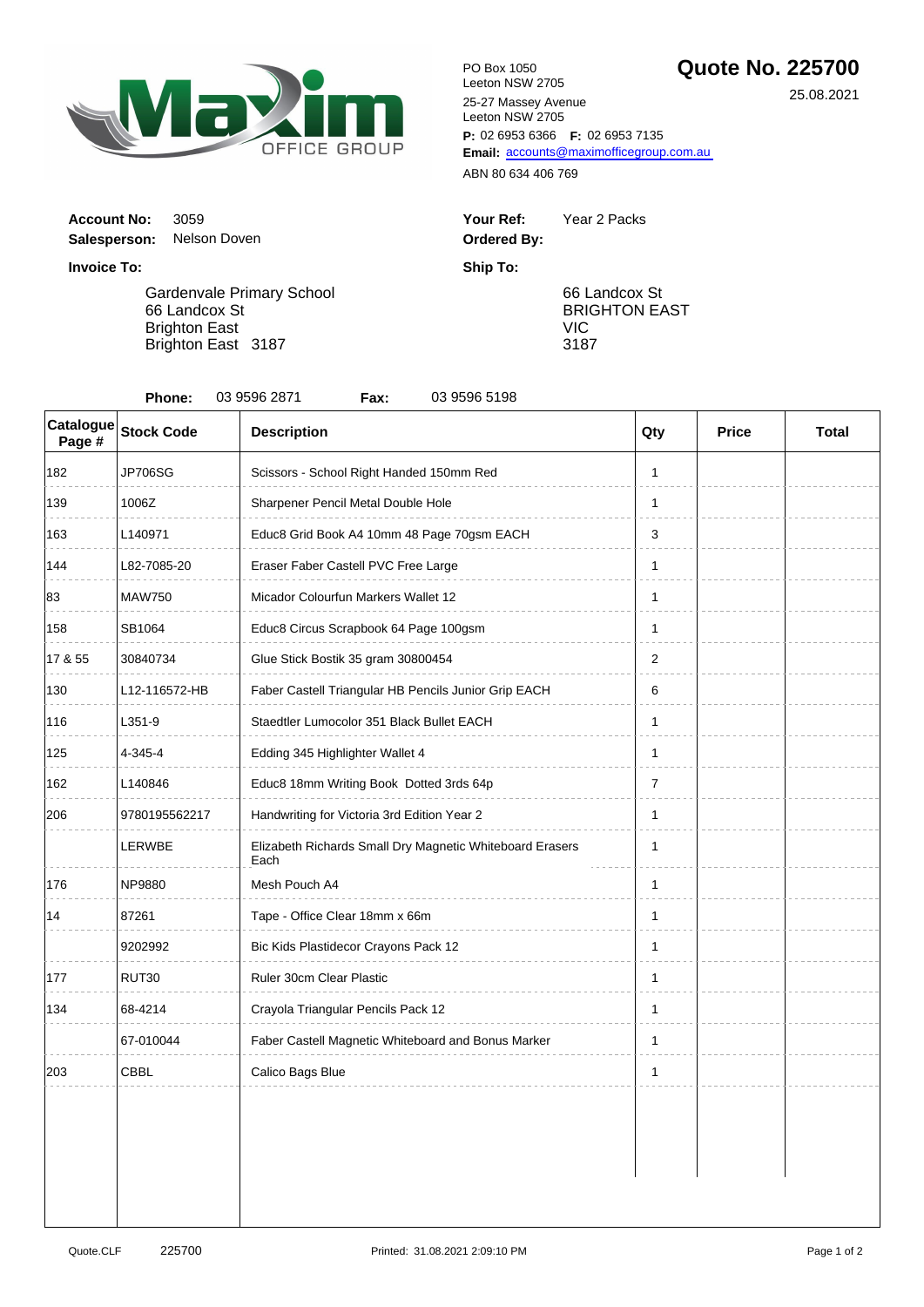Maxim OFFICE GROUP

PO Box 1050
Leeton NSW 2705
25-27 Massey Avenue
Leeton NSW 2705
**P:** 02 6953 6366 **F:** 02 6953 7135
**Email:** accounts@maximofficegroup.com.au
ABN 80 634 406 769

# Quote No. 225700

25.08.2021

**Account No:** 3059
**Salesperson:** Nelson Doven

**Your Ref:** Year 2 Packs
**Ordered By:**

**Invoice To:**

Gardenvale Primary School
66 Landcox St
Brighton East
Brighton East 3187

**Ship To:**

66 Landcox St
BRIGHTON EAST
VIC
3187

**Phone:** 03 9596 2871 **Fax:** 03 9596 5198

| Catalogue Page # | Stock Code | Description | Qty | Price | Total |
|---|---|---|---|---|---|
| 182 | JP706SG | Scissors - School Right Handed 150mm Red | 1 | | |
| 139 | 1006Z | Sharpener Pencil Metal Double Hole | 1 | | |
| 163 | L140971 | Educ8 Grid Book A4 10mm 48 Page 70gsm EACH | 3 | | |
| 144 | L82-7085-20 | Eraser Faber Castell PVC Free Large | 1 | | |
| 83 | MAW750 | Micador Colourfun Markers Wallet 12 | 1 | | |
| 158 | SB1064 | Educ8 Circus Scrapbook 64 Page 100gsm | 1 | | |
| 17 & 55 | 30840734 | Glue Stick Bostik 35 gram 30800454 | 2 | | |
| 130 | L12-116572-HB | Faber Castell Triangular HB Pencils Junior Grip EACH | 6 | | |
| 116 | L351-9 | Staedtler Lumocolor 351 Black Bullet EACH | 1 | | |
| 125 | 4-345-4 | Edding 345 Highlighter Wallet 4 | 1 | | |
| 162 | L140846 | Educ8 18mm Writing Book Dotted 3rds 64p | 7 | | |
| 206 | 9780195562217 | Handwriting for Victoria 3rd Edition Year 2 | 1 | | |
| | LERWBE | Elizabeth Richards Small Dry Magnetic Whiteboard Erasers Each | 1 | | |
| 176 | NP9880 | Mesh Pouch A4 | 1 | | |
| 14 | 87261 | Tape - Office Clear 18mm x 66m | 1 | | |
| | 9202992 | Bic Kids Plastidecor Crayons Pack 12 | 1 | | |
| 177 | RUT30 | Ruler 30cm Clear Plastic | 1 | | |
| 134 | 68-4214 | Crayola Triangular Pencils Pack 12 | 1 | | |
| | 67-010044 | Faber Castell Magnetic Whiteboard and Bonus Marker | 1 | | |
| 203 | CBBL | Calico Bags Blue | 1 | | |

Quote.CLF 225700 Printed: 31.08.2021 2:09:10 PM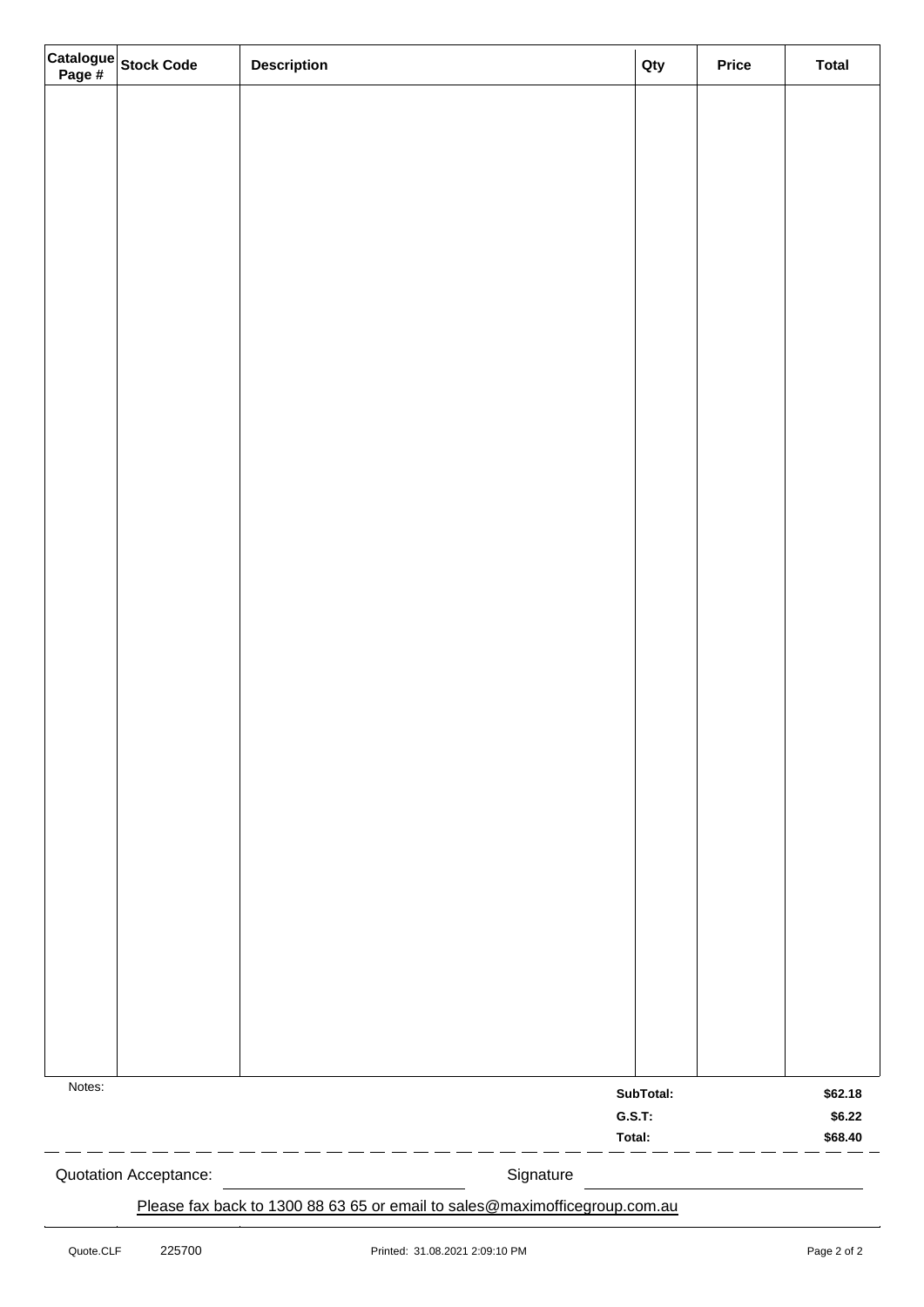| Catalogue Page # | Stock Code | Description | Qty | Price | Total |
|---|---|---|---|---|---|

Notes:

| | |
|---|---|
| **SubTotal:** | **$62.18** |
| **G.S.T:** | **$6.22** |
| **Total:** | **$68.40** |

Quotation Acceptance: ____________________ Signature ____________________

Please fax back to 1300 88 63 65 or email to sales@maximofficegroup.com.au

Quote.CLF 225700 Printed: 31.08.2021 2:09:10 PM